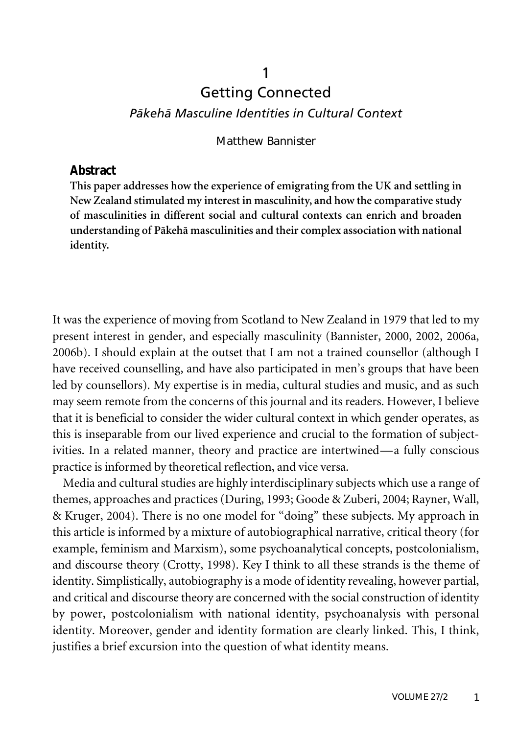# 1

# Getting Connected

## *Pākehā Masculine Identities in Cultural Context*

Matthew Bannister

### Abstract

**This paper addresses how the experience of emigrating from the UK and settling in New Zealand stimulated my interest in masculinity, and how the comparative study of masculinities in different social and cultural contexts can enrich and broaden understanding of Pākehā masculinities and their complex association with national identity.**

It was the experience of moving from Scotland to New Zealand in 1979 that led to my present interest in gender, and especially masculinity (Bannister, 2000, 2002, 2006a, 2006b). I should explain at the outset that I am not a trained counsellor (although I have received counselling, and have also participated in men's groups that have been led by counsellors). My expertise is in media, cultural studies and music, and as such may seem remote from the concerns of this journal and its readers. However, I believe that it is beneficial to consider the wider cultural context in which gender operates, as this is inseparable from our lived experience and crucial to the formation of subjectivities. In a related manner, theory and practice are intertwined—a fully conscious practice is informed by theoretical reflection, and vice versa.

Media and cultural studies are highly interdisciplinary subjects which use a range of themes, approaches and practices (During, 1993; Goode & Zuberi, 2004; Rayner, Wall, & Kruger, 2004). There is no one model for "doing" these subjects. My approach in this article is informed by a mixture of autobiographical narrative, critical theory (for example, feminism and Marxism), some psychoanalytical concepts, postcolonialism, and discourse theory (Crotty, 1998). Key I think to all these strands is the theme of identity. Simplistically, autobiography is a mode of identity revealing, however partial, and critical and discourse theory are concerned with the social construction of identity by power, postcolonialism with national identity, psychoanalysis with personal identity. Moreover, gender and identity formation are clearly linked. This, I think, justifies a brief excursion into the question of what identity means.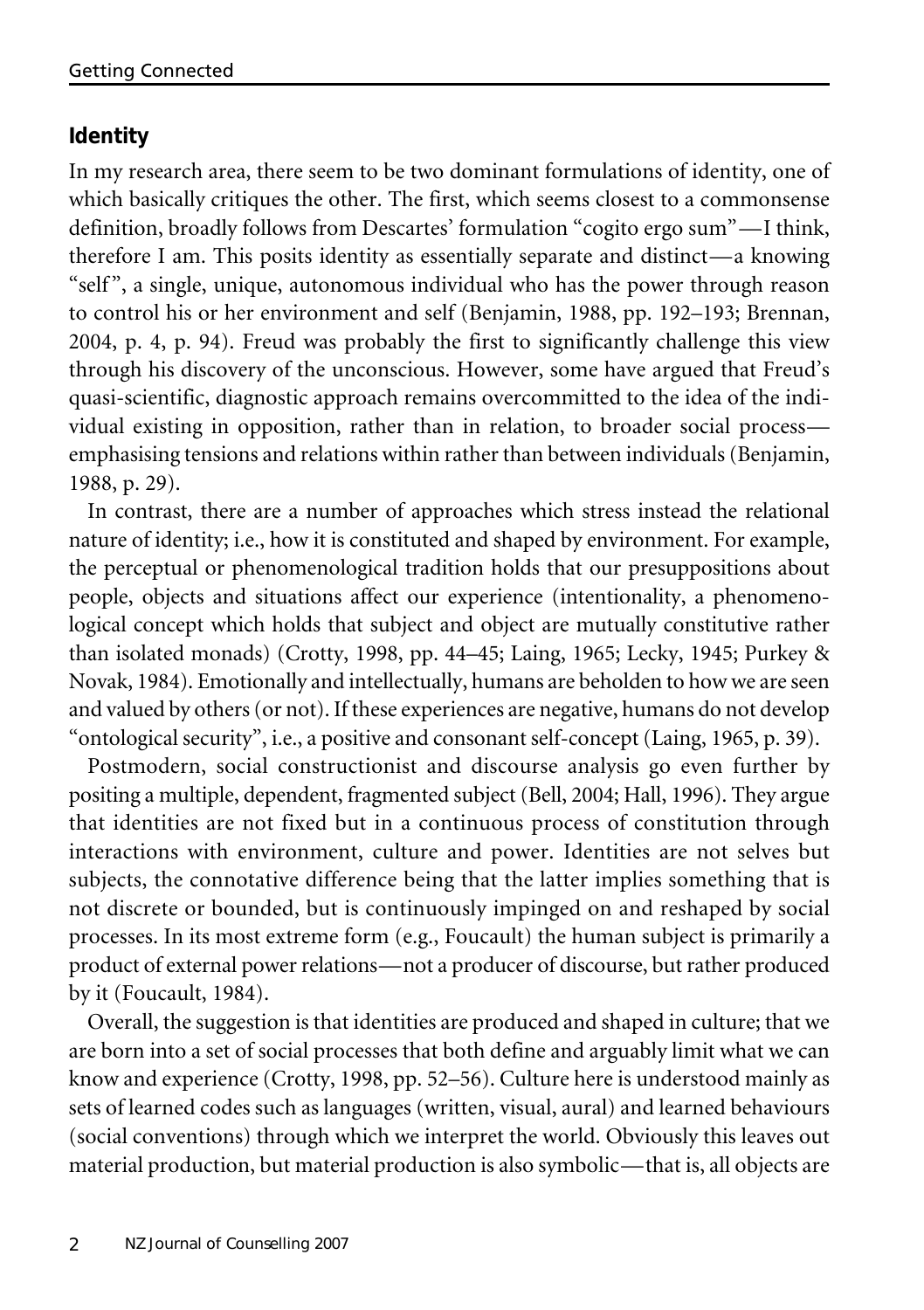## Identity

In my research area, there seem to be two dominant formulations of identity, one of which basically critiques the other. The first, which seems closest to a commonsense definition, broadly follows from Descartes' formulation "cogito ergo sum"—I think, therefore I am. This posits identity as essentially separate and distinct—a knowing "self", a single, unique, autonomous individual who has the power through reason to control his or her environment and self (Benjamin, 1988, pp. 192–193; Brennan, 2004, p. 4, p. 94). Freud was probably the first to significantly challenge this view through his discovery of the unconscious. However, some have argued that Freud's quasi-scientific, diagnostic approach remains overcommitted to the idea of the individual existing in opposition, rather than in relation, to broader social process—emphasising tensions and relations within rather than between individuals (Benjamin, 1988, p. 29).

In contrast, there are a number of approaches which stress instead the relational nature of identity; i.e., how it is constituted and shaped by environment. For example, the perceptual or phenomenological tradition holds that our presuppositions about people, objects and situations affect our experience (intentionality, a phenomenological concept which holds that subject and object are mutually constitutive rather than isolated monads) (Crotty, 1998, pp. 44–45; Laing, 1965; Lecky, 1945; Purkey & Novak, 1984). Emotionally and intellectually, humans are beholden to how we are seen and valued by others (or not). If these experiences are negative, humans do not develop "ontological security", i.e., a positive and consonant self-concept (Laing, 1965, p. 39).

Postmodern, social constructionist and discourse analysis go even further by positing a multiple, dependent, fragmented subject (Bell, 2004; Hall, 1996). They argue that identities are not fixed but in a continuous process of constitution through interactions with environment, culture and power. Identities are not selves but subjects, the connotative difference being that the latter implies something that is not discrete or bounded, but is continuously impinged on and reshaped by social processes. In its most extreme form (e.g., Foucault) the human subject is primarily a product of external power relations—not a producer of discourse, but rather produced by it (Foucault, 1984).

Overall, the suggestion is that identities are produced and shaped in culture; that we are born into a set of social processes that both define and arguably limit what we can know and experience (Crotty, 1998, pp. 52–56). Culture here is understood mainly as sets of learned codes such as languages (written, visual, aural) and learned behaviours (social conventions) through which we interpret the world. Obviously this leaves out material production, but material production is also symbolic—that is, all objects are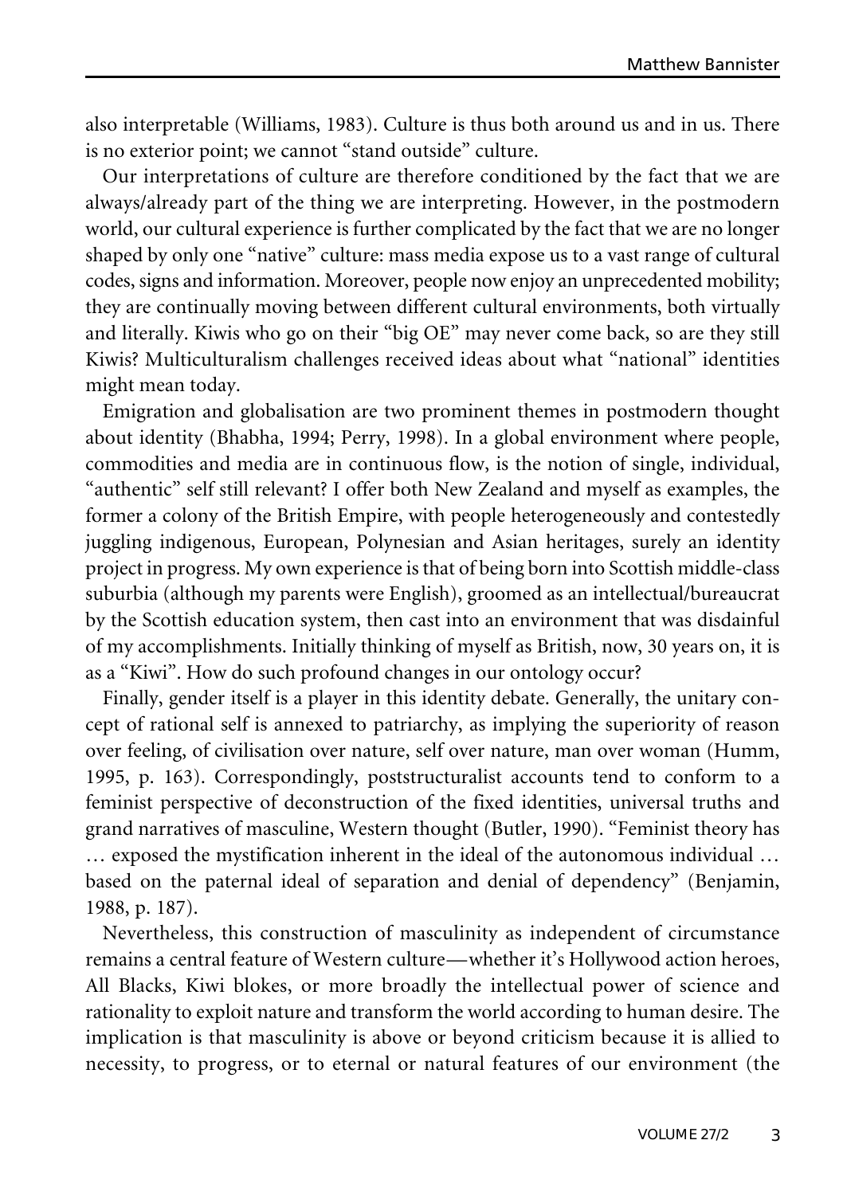also interpretable (Williams, 1983). Culture is thus both around us and in us. There is no exterior point; we cannot "stand outside" culture.

Our interpretations of culture are therefore conditioned by the fact that we are always/already part of the thing we are interpreting. However, in the postmodern world, our cultural experience is further complicated by the fact that we are no longer shaped by only one "native" culture: mass media expose us to a vast range of cultural codes, signs and information. Moreover, people now enjoy an unprecedented mobility; they are continually moving between different cultural environments, both virtually and literally. Kiwis who go on their "big OE" may never come back, so are they still Kiwis? Multiculturalism challenges received ideas about what "national" identities might mean today.

Emigration and globalisation are two prominent themes in postmodern thought about identity (Bhabha, 1994; Perry, 1998). In a global environment where people, commodities and media are in continuous flow, is the notion of single, individual, "authentic" self still relevant? I offer both New Zealand and myself as examples, the former a colony of the British Empire, with people heterogeneously and contestedly juggling indigenous, European, Polynesian and Asian heritages, surely an identity project in progress. My own experience is that of being born into Scottish middle-class suburbia (although my parents were English), groomed as an intellectual/bureaucrat by the Scottish education system, then cast into an environment that was disdainful of my accomplishments. Initially thinking of myself as British, now, 30 years on, it is as a "Kiwi". How do such profound changes in our ontology occur?

Finally, gender itself is a player in this identity debate. Generally, the unitary concept of rational self is annexed to patriarchy, as implying the superiority of reason over feeling, of civilisation over nature, self over nature, man over woman (Humm, 1995, p. 163). Correspondingly, poststructuralist accounts tend to conform to a feminist perspective of deconstruction of the fixed identities, universal truths and grand narratives of masculine, Western thought (Butler, 1990). "Feminist theory has … exposed the mystification inherent in the ideal of the autonomous individual … based on the paternal ideal of separation and denial of dependency" (Benjamin, 1988, p. 187).

Nevertheless, this construction of masculinity as independent of circumstance remains a central feature of Western culture—whether it's Hollywood action heroes, All Blacks, Kiwi blokes, or more broadly the intellectual power of science and rationality to exploit nature and transform the world according to human desire. The implication is that masculinity is above or beyond criticism because it is allied to necessity, to progress, or to eternal or natural features of our environment (the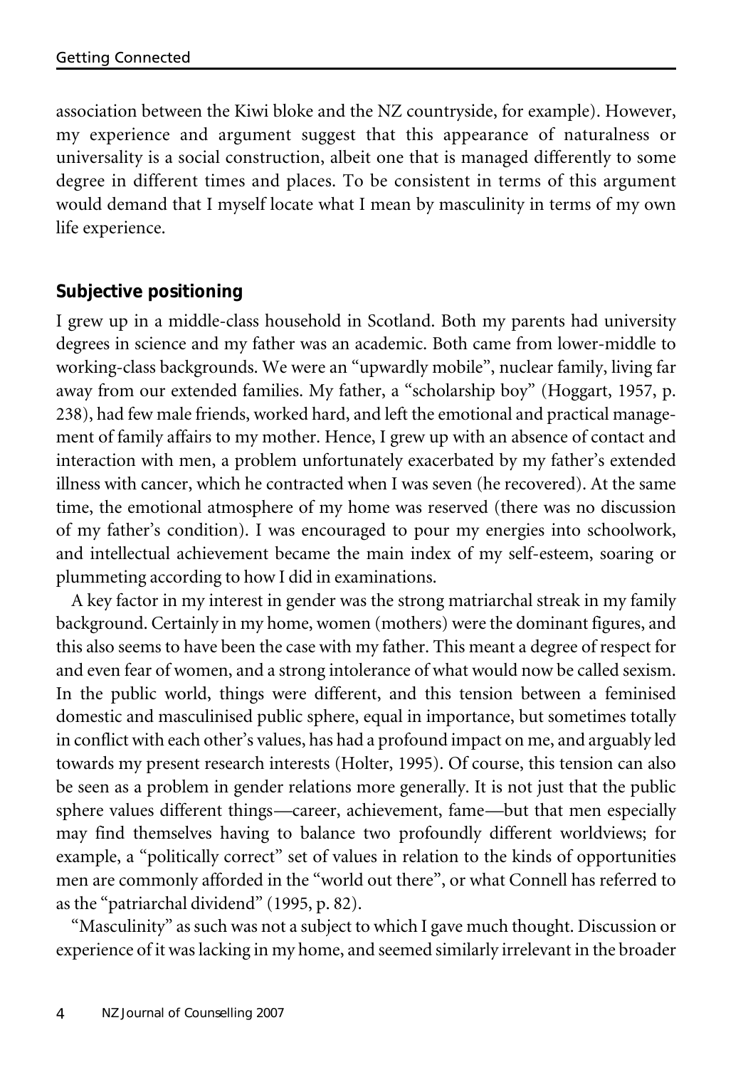association between the Kiwi bloke and the NZ countryside, for example). However, my experience and argument suggest that this appearance of naturalness or universality is a social construction, albeit one that is managed differently to some degree in different times and places. To be consistent in terms of this argument would demand that I myself locate what I mean by masculinity in terms of my own life experience.

## Subjective positioning

I grew up in a middle-class household in Scotland. Both my parents had university degrees in science and my father was an academic. Both came from lower-middle to working-class backgrounds. We were an "upwardly mobile", nuclear family, living far away from our extended families. My father, a "scholarship boy" (Hoggart, 1957, p. 238), had few male friends, worked hard, and left the emotional and practical management of family affairs to my mother. Hence, I grew up with an absence of contact and interaction with men, a problem unfortunately exacerbated by my father's extended illness with cancer, which he contracted when I was seven (he recovered). At the same time, the emotional atmosphere of my home was reserved (there was no discussion of my father's condition). I was encouraged to pour my energies into schoolwork, and intellectual achievement became the main index of my self-esteem, soaring or plummeting according to how I did in examinations.

A key factor in my interest in gender was the strong matriarchal streak in my family background. Certainly in my home, women (mothers) were the dominant figures, and this also seems to have been the case with my father. This meant a degree of respect for and even fear of women, and a strong intolerance of what would now be called sexism. In the public world, things were different, and this tension between a feminised domestic and masculinised public sphere, equal in importance, but sometimes totally in conflict with each other's values, has had a profound impact on me, and arguably led towards my present research interests (Holter, 1995). Of course, this tension can also be seen as a problem in gender relations more generally. It is not just that the public sphere values different things—career, achievement, fame—but that men especially may find themselves having to balance two profoundly different worldviews; for example, a "politically correct" set of values in relation to the kinds of opportunities men are commonly afforded in the "world out there", or what Connell has referred to as the "patriarchal dividend" (1995, p. 82).

"Masculinity" as such was not a subject to which I gave much thought. Discussion or experience of it was lacking in my home, and seemed similarly irrelevant in the broader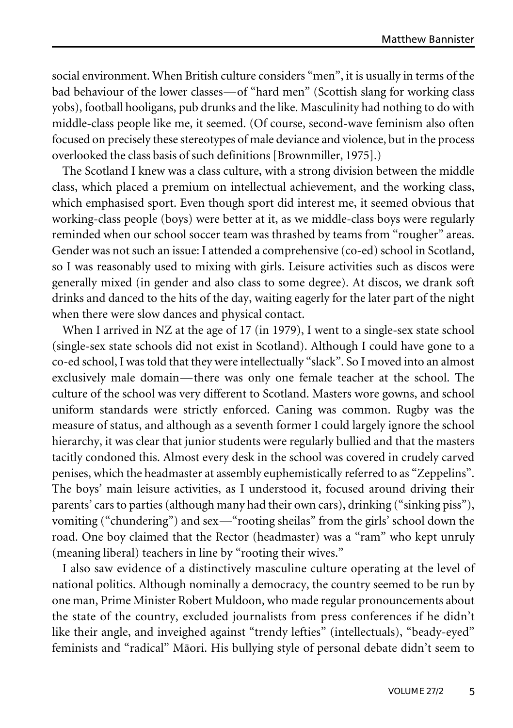social environment. When British culture considers "men", it is usually in terms of the bad behaviour of the lower classes—of "hard men" (Scottish slang for working class yobs), football hooligans, pub drunks and the like. Masculinity had nothing to do with middle-class people like me, it seemed. (Of course, second-wave feminism also often focused on precisely these stereotypes of male deviance and violence, but in the process overlooked the class basis of such definitions [Brownmiller, 1975].)

The Scotland I knew was a class culture, with a strong division between the middle class, which placed a premium on intellectual achievement, and the working class, which emphasised sport. Even though sport did interest me, it seemed obvious that working-class people (boys) were better at it, as we middle-class boys were regularly reminded when our school soccer team was thrashed by teams from "rougher" areas. Gender was not such an issue: I attended a comprehensive (co-ed) school in Scotland, so I was reasonably used to mixing with girls. Leisure activities such as discos were generally mixed (in gender and also class to some degree). At discos, we drank soft drinks and danced to the hits of the day, waiting eagerly for the later part of the night when there were slow dances and physical contact.

When I arrived in NZ at the age of 17 (in 1979), I went to a single-sex state school (single-sex state schools did not exist in Scotland). Although I could have gone to a co-ed school, I was told that they were intellectually "slack". So I moved into an almost exclusively male domain—there was only one female teacher at the school. The culture of the school was very different to Scotland. Masters wore gowns, and school uniform standards were strictly enforced. Caning was common. Rugby was the measure of status, and although as a seventh former I could largely ignore the school hierarchy, it was clear that junior students were regularly bullied and that the masters tacitly condoned this. Almost every desk in the school was covered in crudely carved penises, which the headmaster at assembly euphemistically referred to as "Zeppelins". The boys' main leisure activities, as I understood it, focused around driving their parents' cars to parties (although many had their own cars), drinking ("sinking piss"), vomiting ("chundering") and sex—"rooting sheilas" from the girls' school down the road. One boy claimed that the Rector (headmaster) was a "ram" who kept unruly (meaning liberal) teachers in line by "rooting their wives."

I also saw evidence of a distinctively masculine culture operating at the level of national politics. Although nominally a democracy, the country seemed to be run by one man, Prime Minister Robert Muldoon, who made regular pronouncements about the state of the country, excluded journalists from press conferences if he didn't like their angle, and inveighed against "trendy lefties" (intellectuals), "beady-eyed" feminists and "radical" Māori. His bullying style of personal debate didn't seem to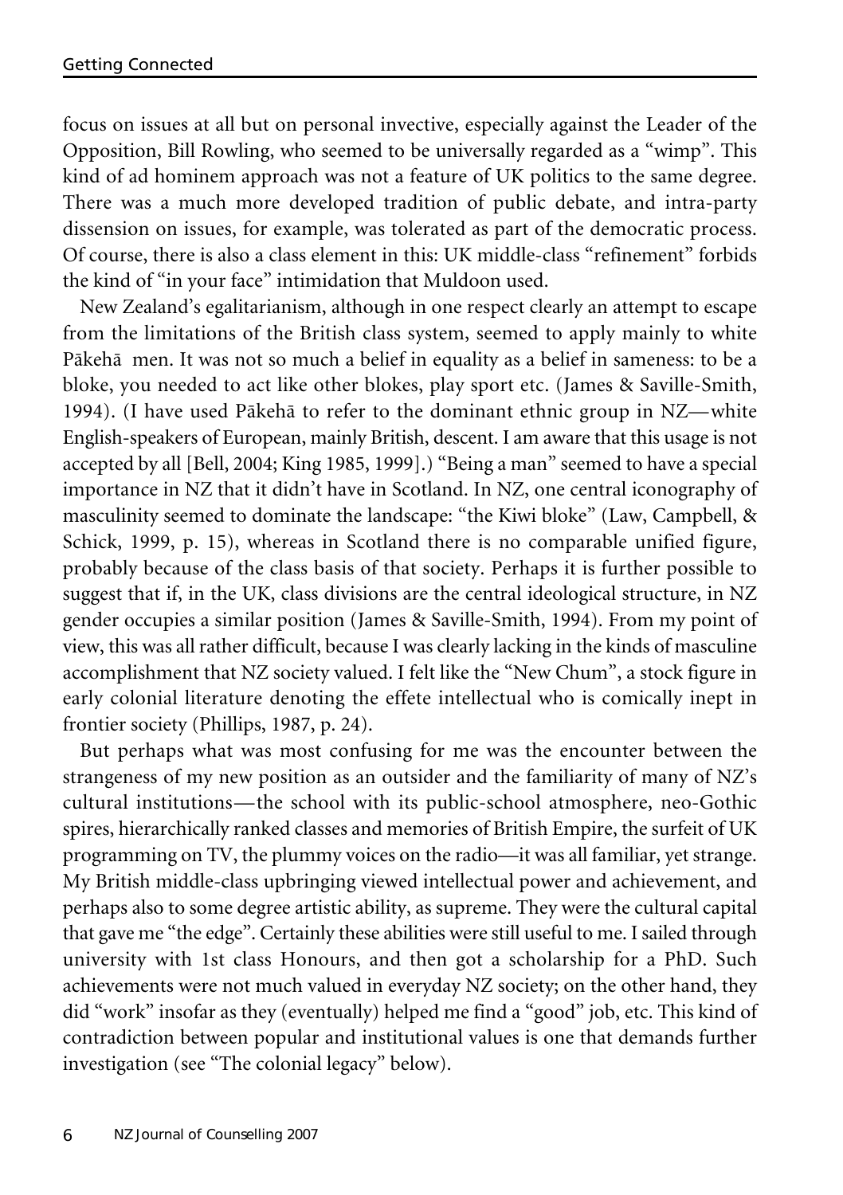focus on issues at all but on personal invective, especially against the Leader of the Opposition, Bill Rowling, who seemed to be universally regarded as a "wimp". This kind of ad hominem approach was not a feature of UK politics to the same degree. There was a much more developed tradition of public debate, and intra-party dissension on issues, for example, was tolerated as part of the democratic process. Of course, there is also a class element in this: UK middle-class "refinement" forbids the kind of "in your face" intimidation that Muldoon used.

New Zealand's egalitarianism, although in one respect clearly an attempt to escape from the limitations of the British class system, seemed to apply mainly to white Pākehā men. It was not so much a belief in equality as a belief in sameness: to be a bloke, you needed to act like other blokes, play sport etc. (James & Saville-Smith, 1994). (I have used Pākehā to refer to the dominant ethnic group in NZ—white English-speakers of European, mainly British, descent. I am aware that this usage is not accepted by all [Bell, 2004; King 1985, 1999].) "Being a man" seemed to have a special importance in NZ that it didn't have in Scotland. In NZ, one central iconography of masculinity seemed to dominate the landscape: "the Kiwi bloke" (Law, Campbell, & Schick, 1999, p. 15), whereas in Scotland there is no comparable unified figure, probably because of the class basis of that society. Perhaps it is further possible to suggest that if, in the UK, class divisions are the central ideological structure, in NZ gender occupies a similar position (James & Saville-Smith, 1994). From my point of view, this was all rather difficult, because I was clearly lacking in the kinds of masculine accomplishment that NZ society valued. I felt like the "New Chum", a stock figure in early colonial literature denoting the effete intellectual who is comically inept in frontier society (Phillips, 1987, p. 24).

But perhaps what was most confusing for me was the encounter between the strangeness of my new position as an outsider and the familiarity of many of NZ's cultural institutions—the school with its public-school atmosphere, neo-Gothic spires, hierarchically ranked classes and memories of British Empire, the surfeit of UK programming on TV, the plummy voices on the radio—it was all familiar, yet strange. My British middle-class upbringing viewed intellectual power and achievement, and perhaps also to some degree artistic ability, as supreme. They were the cultural capital that gave me "the edge". Certainly these abilities were still useful to me. I sailed through university with 1st class Honours, and then got a scholarship for a PhD. Such achievements were not much valued in everyday NZ society; on the other hand, they did "work" insofar as they (eventually) helped me find a "good" job, etc. This kind of contradiction between popular and institutional values is one that demands further investigation (see "The colonial legacy" below).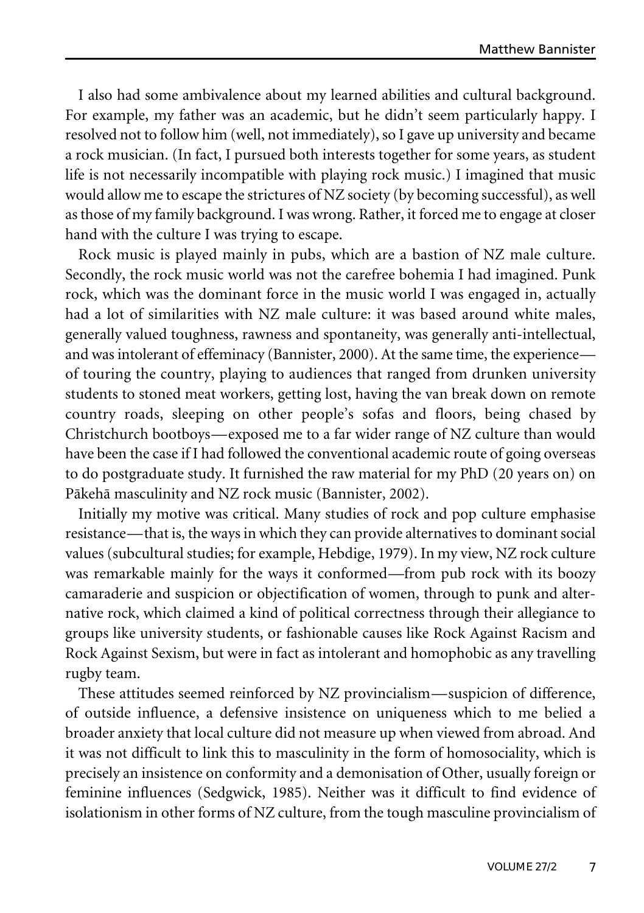I also had some ambivalence about my learned abilities and cultural background. For example, my father was an academic, but he didn't seem particularly happy. I resolved not to follow him (well, not immediately), so I gave up university and became a rock musician. (In fact, I pursued both interests together for some years, as student life is not necessarily incompatible with playing rock music.) I imagined that music would allow me to escape the strictures of NZ society (by becoming successful), as well as those of my family background. I was wrong. Rather, it forced me to engage at closer hand with the culture I was trying to escape.

Rock music is played mainly in pubs, which are a bastion of NZ male culture. Secondly, the rock music world was not the carefree bohemia I had imagined. Punk rock, which was the dominant force in the music world I was engaged in, actually had a lot of similarities with NZ male culture: it was based around white males, generally valued toughness, rawness and spontaneity, was generally anti-intellectual, and was intolerant of effeminacy (Bannister, 2000). At the same time, the experience—of touring the country, playing to audiences that ranged from drunken university students to stoned meat workers, getting lost, having the van break down on remote country roads, sleeping on other people's sofas and floors, being chased by Christchurch bootboys—exposed me to a far wider range of NZ culture than would have been the case if I had followed the conventional academic route of going overseas to do postgraduate study. It furnished the raw material for my PhD (20 years on) on Pākehā masculinity and NZ rock music (Bannister, 2002).

Initially my motive was critical. Many studies of rock and pop culture emphasise resistance—that is, the ways in which they can provide alternatives to dominant social values (subcultural studies; for example, Hebdige, 1979). In my view, NZ rock culture was remarkable mainly for the ways it conformed—from pub rock with its boozy camaraderie and suspicion or objectification of women, through to punk and alternative rock, which claimed a kind of political correctness through their allegiance to groups like university students, or fashionable causes like Rock Against Racism and Rock Against Sexism, but were in fact as intolerant and homophobic as any travelling rugby team.

These attitudes seemed reinforced by NZ provincialism—suspicion of difference, of outside influence, a defensive insistence on uniqueness which to me belied a broader anxiety that local culture did not measure up when viewed from abroad. And it was not difficult to link this to masculinity in the form of homosociality, which is precisely an insistence on conformity and a demonisation of Other, usually foreign or feminine influences (Sedgwick, 1985). Neither was it difficult to find evidence of isolationism in other forms of NZ culture, from the tough masculine provincialism of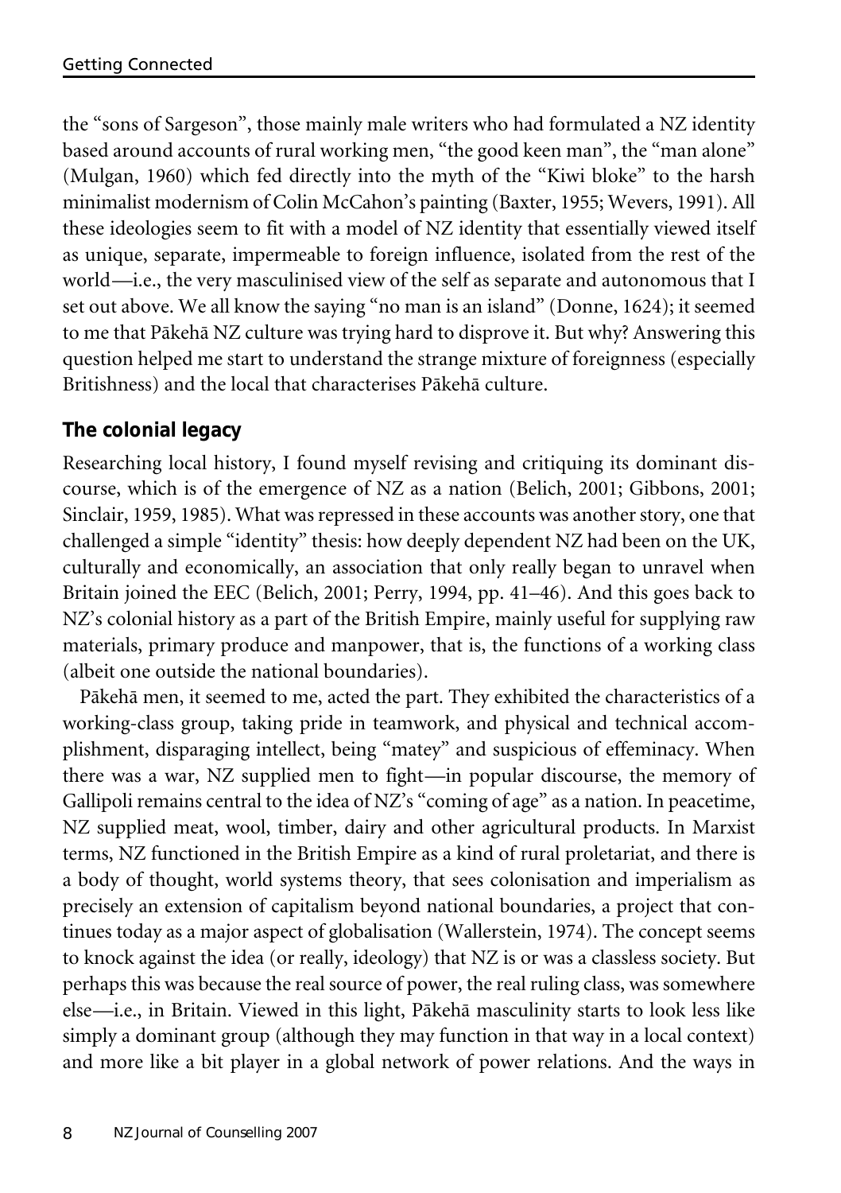the "sons of Sargeson", those mainly male writers who had formulated a NZ identity based around accounts of rural working men, "the good keen man", the "man alone" (Mulgan, 1960) which fed directly into the myth of the "Kiwi bloke" to the harsh minimalist modernism of Colin McCahon's painting (Baxter, 1955; Wevers, 1991). All these ideologies seem to fit with a model of NZ identity that essentially viewed itself as unique, separate, impermeable to foreign influence, isolated from the rest of the world—i.e., the very masculinised view of the self as separate and autonomous that I set out above. We all know the saying "no man is an island" (Donne, 1624); it seemed to me that Pākehā NZ culture was trying hard to disprove it. But why? Answering this question helped me start to understand the strange mixture of foreignness (especially Britishness) and the local that characterises Pākehā culture.

## The colonial legacy

Researching local history, I found myself revising and critiquing its dominant discourse, which is of the emergence of NZ as a nation (Belich, 2001; Gibbons, 2001; Sinclair, 1959, 1985). What was repressed in these accounts was another story, one that challenged a simple "identity" thesis: how deeply dependent NZ had been on the UK, culturally and economically, an association that only really began to unravel when Britain joined the EEC (Belich, 2001; Perry, 1994, pp. 41–46). And this goes back to NZ's colonial history as a part of the British Empire, mainly useful for supplying raw materials, primary produce and manpower, that is, the functions of a working class (albeit one outside the national boundaries).

Pākehā men, it seemed to me, acted the part. They exhibited the characteristics of a working-class group, taking pride in teamwork, and physical and technical accomplishment, disparaging intellect, being "matey" and suspicious of effeminacy. When there was a war, NZ supplied men to fight—in popular discourse, the memory of Gallipoli remains central to the idea of NZ's "coming of age" as a nation. In peacetime, NZ supplied meat, wool, timber, dairy and other agricultural products. In Marxist terms, NZ functioned in the British Empire as a kind of rural proletariat, and there is a body of thought, world systems theory, that sees colonisation and imperialism as precisely an extension of capitalism beyond national boundaries, a project that continues today as a major aspect of globalisation (Wallerstein, 1974). The concept seems to knock against the idea (or really, ideology) that NZ is or was a classless society. But perhaps this was because the real source of power, the real ruling class, was somewhere else—i.e., in Britain. Viewed in this light, Pākehā masculinity starts to look less like simply a dominant group (although they may function in that way in a local context) and more like a bit player in a global network of power relations. And the ways in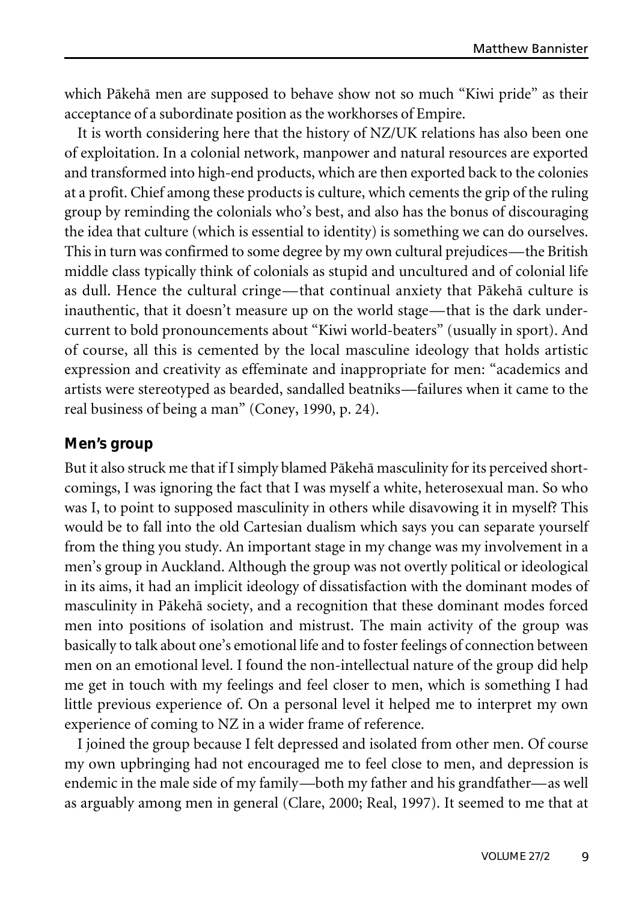which Pākehā men are supposed to behave show not so much "Kiwi pride" as their acceptance of a subordinate position as the workhorses of Empire.

It is worth considering here that the history of NZ/UK relations has also been one of exploitation. In a colonial network, manpower and natural resources are exported and transformed into high-end products, which are then exported back to the colonies at a profit. Chief among these products is culture, which cements the grip of the ruling group by reminding the colonials who's best, and also has the bonus of discouraging the idea that culture (which is essential to identity) is something we can do ourselves. This in turn was confirmed to some degree by my own cultural prejudices—the British middle class typically think of colonials as stupid and uncultured and of colonial life as dull. Hence the cultural cringe—that continual anxiety that Pākehā culture is inauthentic, that it doesn't measure up on the world stage—that is the dark undercurrent to bold pronouncements about "Kiwi world-beaters" (usually in sport). And of course, all this is cemented by the local masculine ideology that holds artistic expression and creativity as effeminate and inappropriate for men: "academics and artists were stereotyped as bearded, sandalled beatniks—failures when it came to the real business of being a man" (Coney, 1990, p. 24).

## Men's group

But it also struck me that if I simply blamed Pākehā masculinity for its perceived shortcomings, I was ignoring the fact that I was myself a white, heterosexual man. So who was I, to point to supposed masculinity in others while disavowing it in myself? This would be to fall into the old Cartesian dualism which says you can separate yourself from the thing you study. An important stage in my change was my involvement in a men's group in Auckland. Although the group was not overtly political or ideological in its aims, it had an implicit ideology of dissatisfaction with the dominant modes of masculinity in Pākehā society, and a recognition that these dominant modes forced men into positions of isolation and mistrust. The main activity of the group was basically to talk about one's emotional life and to foster feelings of connection between men on an emotional level. I found the non-intellectual nature of the group did help me get in touch with my feelings and feel closer to men, which is something I had little previous experience of. On a personal level it helped me to interpret my own experience of coming to NZ in a wider frame of reference.

I joined the group because I felt depressed and isolated from other men. Of course my own upbringing had not encouraged me to feel close to men, and depression is endemic in the male side of my family—both my father and his grandfather—as well as arguably among men in general (Clare, 2000; Real, 1997). It seemed to me that at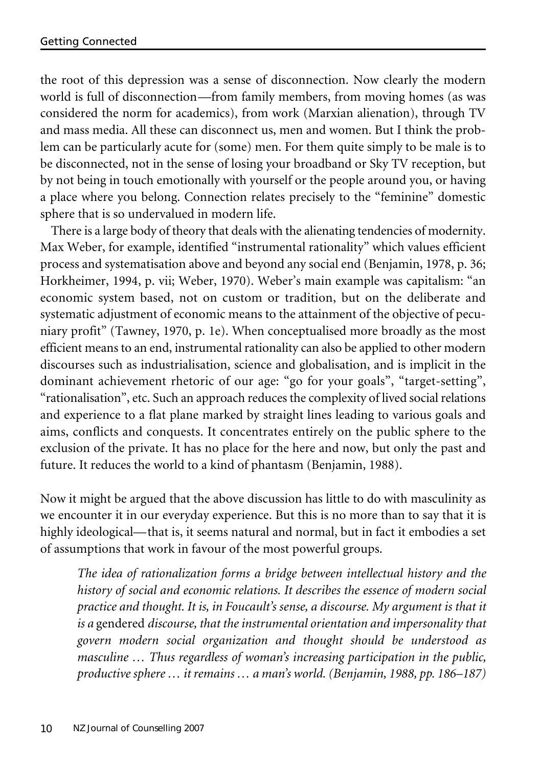the root of this depression was a sense of disconnection. Now clearly the modern world is full of disconnection—from family members, from moving homes (as was considered the norm for academics), from work (Marxian alienation), through TV and mass media. All these can disconnect us, men and women. But I think the problem can be particularly acute for (some) men. For them quite simply to be male is to be disconnected, not in the sense of losing your broadband or Sky TV reception, but by not being in touch emotionally with yourself or the people around you, or having a place where you belong. Connection relates precisely to the "feminine" domestic sphere that is so undervalued in modern life.

There is a large body of theory that deals with the alienating tendencies of modernity. Max Weber, for example, identified "instrumental rationality" which values efficient process and systematisation above and beyond any social end (Benjamin, 1978, p. 36; Horkheimer, 1994, p. vii; Weber, 1970). Weber's main example was capitalism: "an economic system based, not on custom or tradition, but on the deliberate and systematic adjustment of economic means to the attainment of the objective of pecuniary profit" (Tawney, 1970, p. 1e). When conceptualised more broadly as the most efficient means to an end, instrumental rationality can also be applied to other modern discourses such as industrialisation, science and globalisation, and is implicit in the dominant achievement rhetoric of our age: "go for your goals", "target-setting", "rationalisation", etc. Such an approach reduces the complexity of lived social relations and experience to a flat plane marked by straight lines leading to various goals and aims, conflicts and conquests. It concentrates entirely on the public sphere to the exclusion of the private. It has no place for the here and now, but only the past and future. It reduces the world to a kind of phantasm (Benjamin, 1988).

Now it might be argued that the above discussion has little to do with masculinity as we encounter it in our everyday experience. But this is no more than to say that it is highly ideological—that is, it seems natural and normal, but in fact it embodies a set of assumptions that work in favour of the most powerful groups.

> *The idea of rationalization forms a bridge between intellectual history and the history of social and economic relations. It describes the essence of modern social practice and thought. It is, in Foucault's sense, a discourse. My argument is that it is a* gendered *discourse, that the instrumental orientation and impersonality that govern modern social organization and thought should be understood as masculine … Thus regardless of woman's increasing participation in the public, productive sphere … it remains … a man's world. (Benjamin, 1988, pp. 186–187)*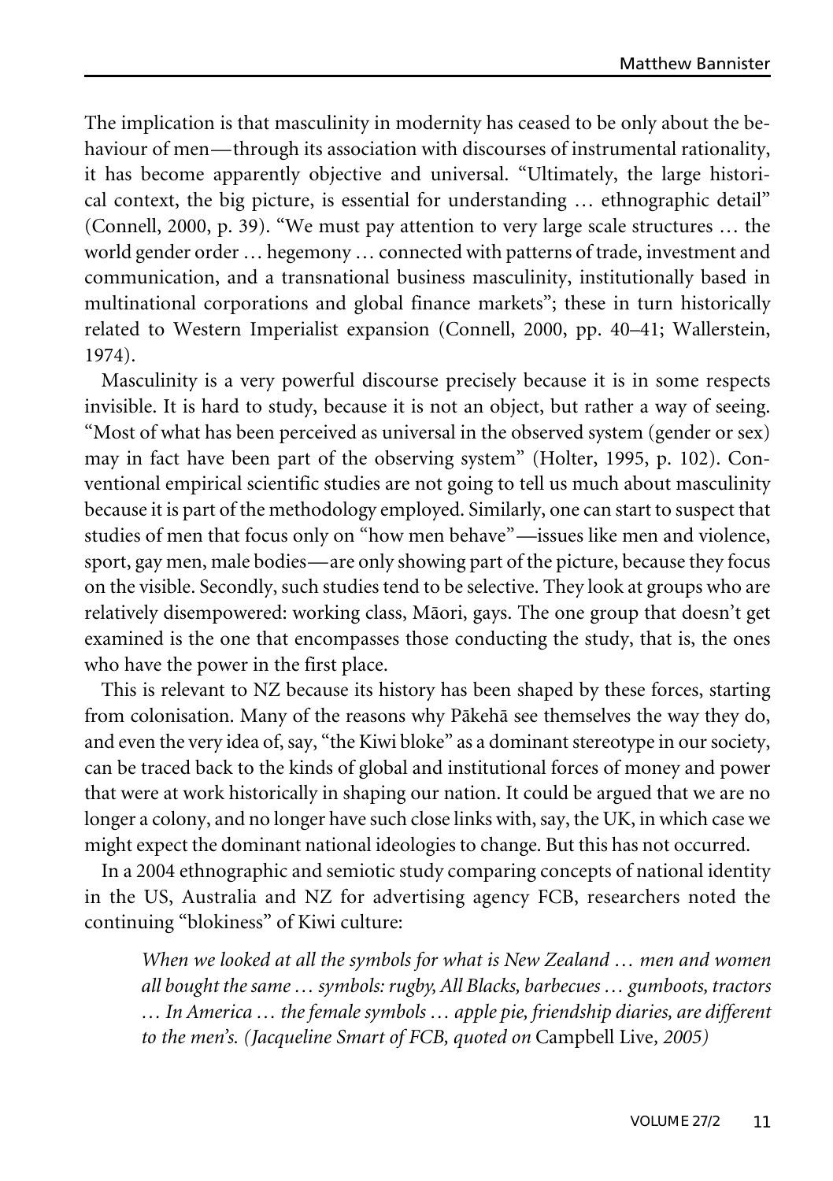The implication is that masculinity in modernity has ceased to be only about the behaviour of men—through its association with discourses of instrumental rationality, it has become apparently objective and universal. "Ultimately, the large historical context, the big picture, is essential for understanding … ethnographic detail" (Connell, 2000, p. 39). "We must pay attention to very large scale structures … the world gender order … hegemony … connected with patterns of trade, investment and communication, and a transnational business masculinity, institutionally based in multinational corporations and global finance markets"; these in turn historically related to Western Imperialist expansion (Connell, 2000, pp. 40–41; Wallerstein, 1974).

Masculinity is a very powerful discourse precisely because it is in some respects invisible. It is hard to study, because it is not an object, but rather a way of seeing. "Most of what has been perceived as universal in the observed system (gender or sex) may in fact have been part of the observing system" (Holter, 1995, p. 102). Conventional empirical scientific studies are not going to tell us much about masculinity because it is part of the methodology employed. Similarly, one can start to suspect that studies of men that focus only on "how men behave"—issues like men and violence, sport, gay men, male bodies—are only showing part of the picture, because they focus on the visible. Secondly, such studies tend to be selective. They look at groups who are relatively disempowered: working class, Māori, gays. The one group that doesn't get examined is the one that encompasses those conducting the study, that is, the ones who have the power in the first place.

This is relevant to NZ because its history has been shaped by these forces, starting from colonisation. Many of the reasons why Pākehā see themselves the way they do, and even the very idea of, say, "the Kiwi bloke" as a dominant stereotype in our society, can be traced back to the kinds of global and institutional forces of money and power that were at work historically in shaping our nation. It could be argued that we are no longer a colony, and no longer have such close links with, say, the UK, in which case we might expect the dominant national ideologies to change. But this has not occurred.

In a 2004 ethnographic and semiotic study comparing concepts of national identity in the US, Australia and NZ for advertising agency FCB, researchers noted the continuing "blokiness" of Kiwi culture:

> *When we looked at all the symbols for what is New Zealand … men and women all bought the same … symbols: rugby, All Blacks, barbecues … gumboots, tractors … In America … the female symbols … apple pie, friendship diaries, are different to the men's. (Jacqueline Smart of FCB, quoted on* Campbell Live*, 2005)*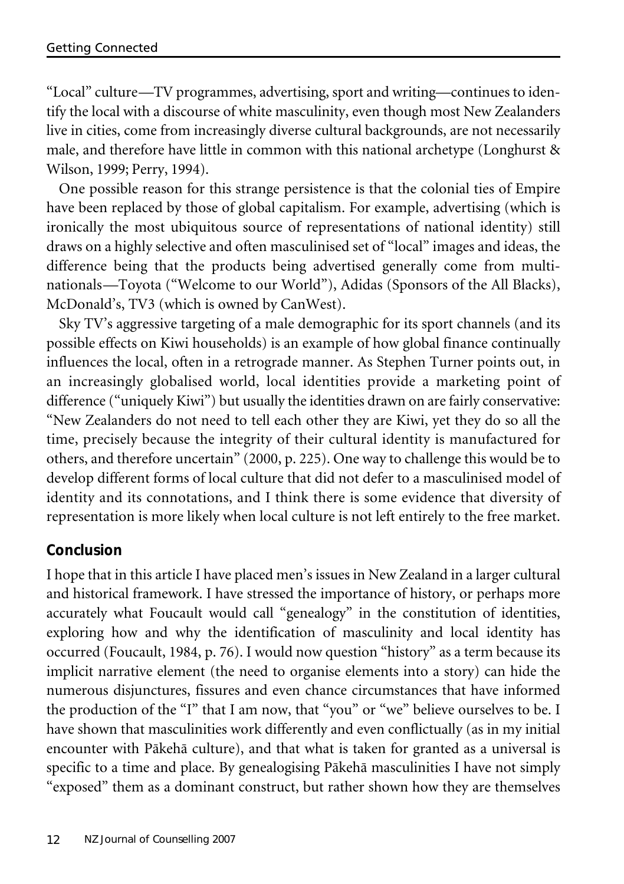"Local" culture—TV programmes, advertising, sport and writing—continues to identify the local with a discourse of white masculinity, even though most New Zealanders live in cities, come from increasingly diverse cultural backgrounds, are not necessarily male, and therefore have little in common with this national archetype (Longhurst & Wilson, 1999; Perry, 1994).

One possible reason for this strange persistence is that the colonial ties of Empire have been replaced by those of global capitalism. For example, advertising (which is ironically the most ubiquitous source of representations of national identity) still draws on a highly selective and often masculinised set of "local" images and ideas, the difference being that the products being advertised generally come from multinationals—Toyota ("Welcome to our World"), Adidas (Sponsors of the All Blacks), McDonald's, TV3 (which is owned by CanWest).

Sky TV's aggressive targeting of a male demographic for its sport channels (and its possible effects on Kiwi households) is an example of how global finance continually influences the local, often in a retrograde manner. As Stephen Turner points out, in an increasingly globalised world, local identities provide a marketing point of difference ("uniquely Kiwi") but usually the identities drawn on are fairly conservative: "New Zealanders do not need to tell each other they are Kiwi, yet they do so all the time, precisely because the integrity of their cultural identity is manufactured for others, and therefore uncertain" (2000, p. 225). One way to challenge this would be to develop different forms of local culture that did not defer to a masculinised model of identity and its connotations, and I think there is some evidence that diversity of representation is more likely when local culture is not left entirely to the free market.

## Conclusion

I hope that in this article I have placed men's issues in New Zealand in a larger cultural and historical framework. I have stressed the importance of history, or perhaps more accurately what Foucault would call "genealogy" in the constitution of identities, exploring how and why the identification of masculinity and local identity has occurred (Foucault, 1984, p. 76). I would now question "history" as a term because its implicit narrative element (the need to organise elements into a story) can hide the numerous disjunctures, fissures and even chance circumstances that have informed the production of the "I" that I am now, that "you" or "we" believe ourselves to be. I have shown that masculinities work differently and even conflictually (as in my initial encounter with Pākehā culture), and that what is taken for granted as a universal is specific to a time and place. By genealogising Pākehā masculinities I have not simply "exposed" them as a dominant construct, but rather shown how they are themselves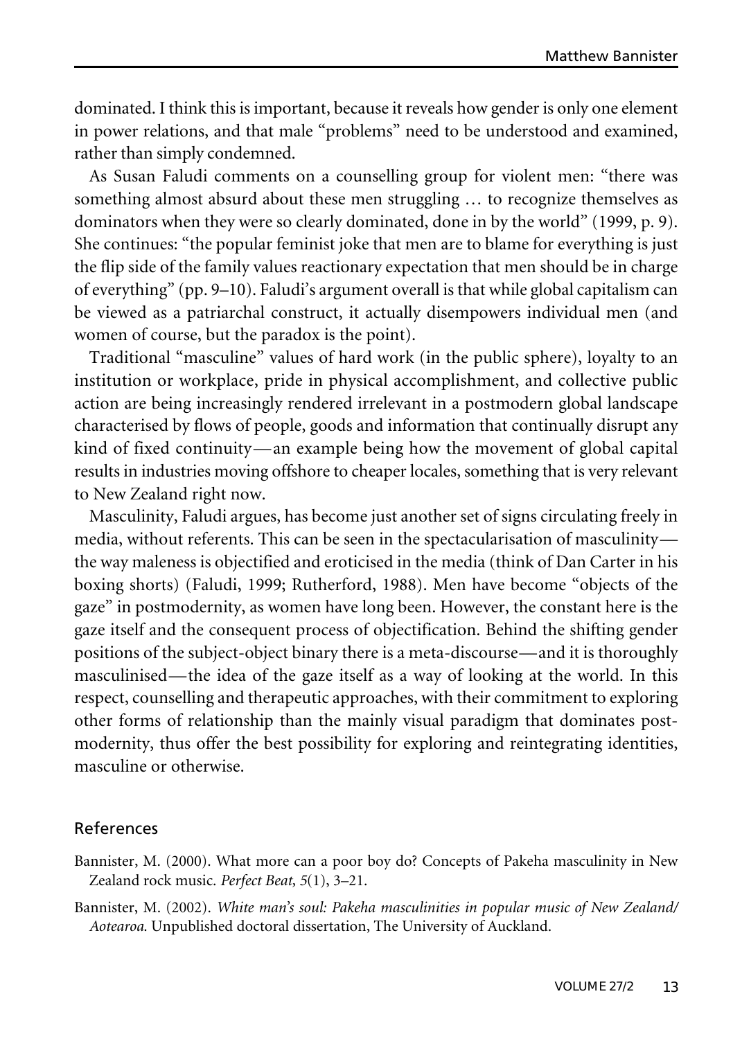dominated. I think this is important, because it reveals how gender is only one element in power relations, and that male "problems" need to be understood and examined, rather than simply condemned.

As Susan Faludi comments on a counselling group for violent men: "there was something almost absurd about these men struggling … to recognize themselves as dominators when they were so clearly dominated, done in by the world" (1999, p. 9). She continues: "the popular feminist joke that men are to blame for everything is just the flip side of the family values reactionary expectation that men should be in charge of everything" (pp. 9–10). Faludi's argument overall is that while global capitalism can be viewed as a patriarchal construct, it actually disempowers individual men (and women of course, but the paradox is the point).

Traditional "masculine" values of hard work (in the public sphere), loyalty to an institution or workplace, pride in physical accomplishment, and collective public action are being increasingly rendered irrelevant in a postmodern global landscape characterised by flows of people, goods and information that continually disrupt any kind of fixed continuity—an example being how the movement of global capital results in industries moving offshore to cheaper locales, something that is very relevant to New Zealand right now.

Masculinity, Faludi argues, has become just another set of signs circulating freely in media, without referents. This can be seen in the spectacularisation of masculinity—the way maleness is objectified and eroticised in the media (think of Dan Carter in his boxing shorts) (Faludi, 1999; Rutherford, 1988). Men have become "objects of the gaze" in postmodernity, as women have long been. However, the constant here is the gaze itself and the consequent process of objectification. Behind the shifting gender positions of the subject-object binary there is a meta-discourse—and it is thoroughly masculinised—the idea of the gaze itself as a way of looking at the world. In this respect, counselling and therapeutic approaches, with their commitment to exploring other forms of relationship than the mainly visual paradigm that dominates postmodernity, thus offer the best possibility for exploring and reintegrating identities, masculine or otherwise.

## References

Bannister, M. (2000). What more can a poor boy do? Concepts of Pakeha masculinity in New Zealand rock music. *Perfect Beat, 5*(1), 3–21.

Bannister, M. (2002). *White man's soul: Pakeha masculinities in popular music of New Zealand/Aotearoa.* Unpublished doctoral dissertation, The University of Auckland.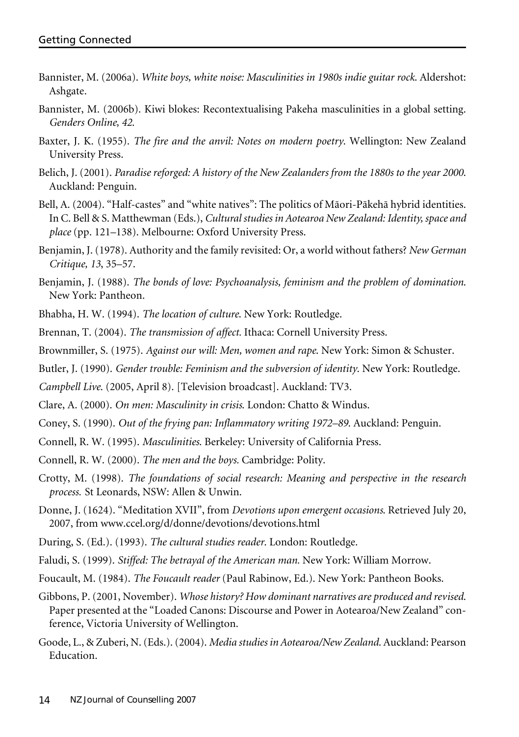Bannister, M. (2006a). *White boys, white noise: Masculinities in 1980s indie guitar rock*. Aldershot: Ashgate.

Bannister, M. (2006b). Kiwi blokes: Recontextualising Pakeha masculinities in a global setting. *Genders Online, 42*.

Baxter, J. K. (1955). *The fire and the anvil: Notes on modern poetry*. Wellington: New Zealand University Press.

Belich, J. (2001). *Paradise reforged: A history of the New Zealanders from the 1880s to the year 2000*. Auckland: Penguin.

Bell, A. (2004). "Half-castes" and "white natives": The politics of Māori-Pākehā hybrid identities. In C. Bell & S. Matthewman (Eds.), *Cultural studies in Aotearoa New Zealand: Identity, space and place* (pp. 121–138). Melbourne: Oxford University Press.

Benjamin, J. (1978). Authority and the family revisited: Or, a world without fathers? *New German Critique, 13*, 35–57.

Benjamin, J. (1988). *The bonds of love: Psychoanalysis, feminism and the problem of domination*. New York: Pantheon.

Bhabha, H. W. (1994). *The location of culture*. New York: Routledge.

Brennan, T. (2004). *The transmission of affect.* Ithaca: Cornell University Press.

Brownmiller, S. (1975). *Against our will: Men, women and rape*. New York: Simon & Schuster.

Butler, J. (1990). *Gender trouble: Feminism and the subversion of identity*. New York: Routledge.

*Campbell Live*. (2005, April 8). [Television broadcast]. Auckland: TV3.

Clare, A. (2000). *On men: Masculinity in crisis*. London: Chatto & Windus.

Coney, S. (1990). *Out of the frying pan: Inflammatory writing 1972–89*. Auckland: Penguin.

Connell, R. W. (1995). *Masculinities*. Berkeley: University of California Press.

Connell, R. W. (2000). *The men and the boys.* Cambridge: Polity.

Crotty, M. (1998). *The foundations of social research: Meaning and perspective in the research process.* St Leonards, NSW: Allen & Unwin.

Donne, J. (1624). "Meditation XVII", from *Devotions upon emergent occasions*. Retrieved July 20, 2007, from www.ccel.org/d/donne/devotions/devotions.html

During, S. (Ed.). (1993). *The cultural studies reader*. London: Routledge.

Faludi, S. (1999). *Stiffed: The betrayal of the American man.* New York: William Morrow.

Foucault, M. (1984). *The Foucault reader* (Paul Rabinow, Ed.). New York: Pantheon Books.

Gibbons, P. (2001, November). *Whose history? How dominant narratives are produced and revised.* Paper presented at the "Loaded Canons: Discourse and Power in Aotearoa/New Zealand" conference, Victoria University of Wellington.

Goode, L., & Zuberi, N. (Eds.). (2004). *Media studies in Aotearoa/New Zealand*. Auckland: Pearson Education.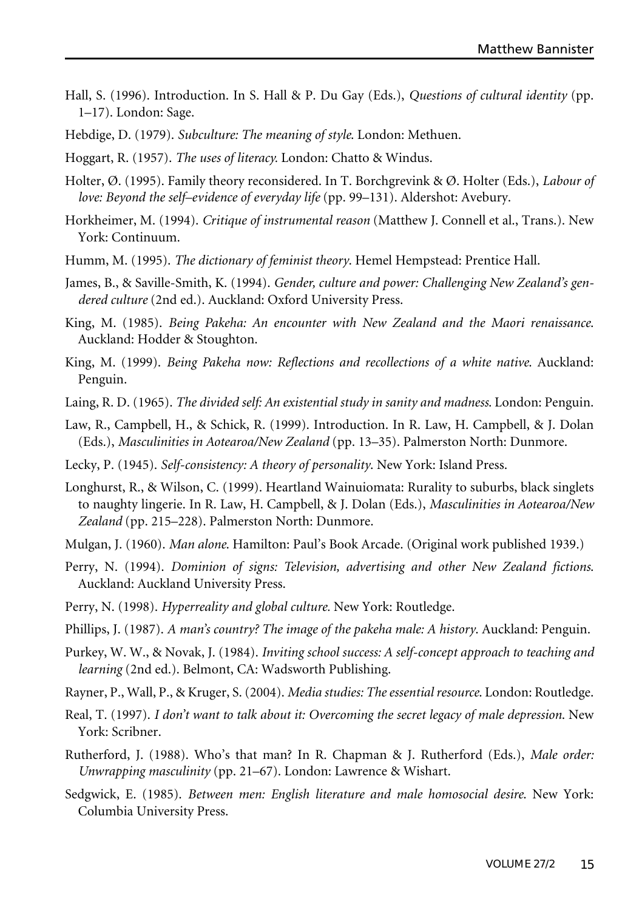Hall, S. (1996). Introduction. In S. Hall & P. Du Gay (Eds.), *Questions of cultural identity* (pp. 1–17). London: Sage.

Hebdige, D. (1979). *Subculture: The meaning of style*. London: Methuen.

Hoggart, R. (1957). *The uses of literacy*. London: Chatto & Windus.

Holter, Ø. (1995). Family theory reconsidered. In T. Borchgrevink & Ø. Holter (Eds.), *Labour of love: Beyond the self–evidence of everyday life* (pp. 99–131). Aldershot: Avebury.

Horkheimer, M. (1994). *Critique of instrumental reason* (Matthew J. Connell et al., Trans.). New York: Continuum.

Humm, M. (1995). *The dictionary of feminist theory*. Hemel Hempstead: Prentice Hall.

James, B., & Saville-Smith, K. (1994). *Gender, culture and power: Challenging New Zealand's gendered culture* (2nd ed.). Auckland: Oxford University Press.

King, M. (1985). *Being Pakeha: An encounter with New Zealand and the Maori renaissance*. Auckland: Hodder & Stoughton.

King, M. (1999). *Being Pakeha now: Reflections and recollections of a white native*. Auckland: Penguin.

Laing, R. D. (1965). *The divided self: An existential study in sanity and madness*. London: Penguin.

Law, R., Campbell, H., & Schick, R. (1999). Introduction. In R. Law, H. Campbell, & J. Dolan (Eds.), *Masculinities in Aotearoa/New Zealand* (pp. 13–35). Palmerston North: Dunmore.

Lecky, P. (1945). *Self-consistency: A theory of personality*. New York: Island Press.

Longhurst, R., & Wilson, C. (1999). Heartland Wainuiomata: Rurality to suburbs, black singlets to naughty lingerie. In R. Law, H. Campbell, & J. Dolan (Eds.), *Masculinities in Aotearoa/New Zealand* (pp. 215–228). Palmerston North: Dunmore.

Mulgan, J. (1960). *Man alone*. Hamilton: Paul's Book Arcade. (Original work published 1939.)

Perry, N. (1994). *Dominion of signs: Television, advertising and other New Zealand fictions*. Auckland: Auckland University Press.

Perry, N. (1998). *Hyperreality and global culture*. New York: Routledge.

Phillips, J. (1987). *A man's country? The image of the pakeha male: A history*. Auckland: Penguin.

Purkey, W. W., & Novak, J. (1984). *Inviting school success: A self-concept approach to teaching and learning* (2nd ed.). Belmont, CA: Wadsworth Publishing.

Rayner, P., Wall, P., & Kruger, S. (2004). *Media studies: The essential resource*. London: Routledge.

Real, T. (1997). *I don't want to talk about it: Overcoming the secret legacy of male depression*. New York: Scribner.

Rutherford, J. (1988). Who's that man? In R. Chapman & J. Rutherford (Eds.), *Male order: Unwrapping masculinity* (pp. 21–67). London: Lawrence & Wishart.

Sedgwick, E. (1985). *Between men: English literature and male homosocial desire*. New York: Columbia University Press.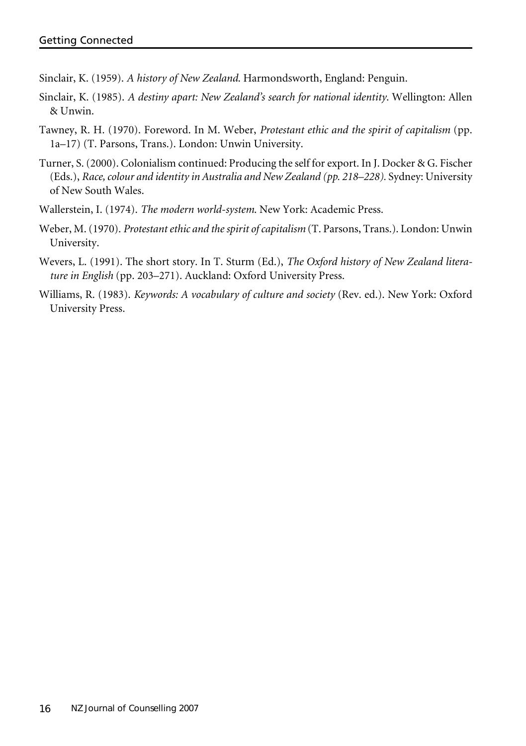Sinclair, K. (1959). *A history of New Zealand*. Harmondsworth, England: Penguin.

Sinclair, K. (1985). *A destiny apart: New Zealand's search for national identity*. Wellington: Allen & Unwin.

Tawney, R. H. (1970). Foreword. In M. Weber, *Protestant ethic and the spirit of capitalism* (pp. 1a–17) (T. Parsons, Trans.). London: Unwin University.

Turner, S. (2000). Colonialism continued: Producing the self for export. In J. Docker & G. Fischer (Eds.), *Race, colour and identity in Australia and New Zealand (pp. 218–228).* Sydney: University of New South Wales.

Wallerstein, I. (1974). *The modern world-system*. New York: Academic Press.

Weber, M. (1970). *Protestant ethic and the spirit of capitalism* (T. Parsons, Trans.). London: Unwin University.

Wevers, L. (1991). The short story. In T. Sturm (Ed.), *The Oxford history of New Zealand literature in English* (pp. 203–271). Auckland: Oxford University Press.

Williams, R. (1983). *Keywords: A vocabulary of culture and society* (Rev. ed.). New York: Oxford University Press.